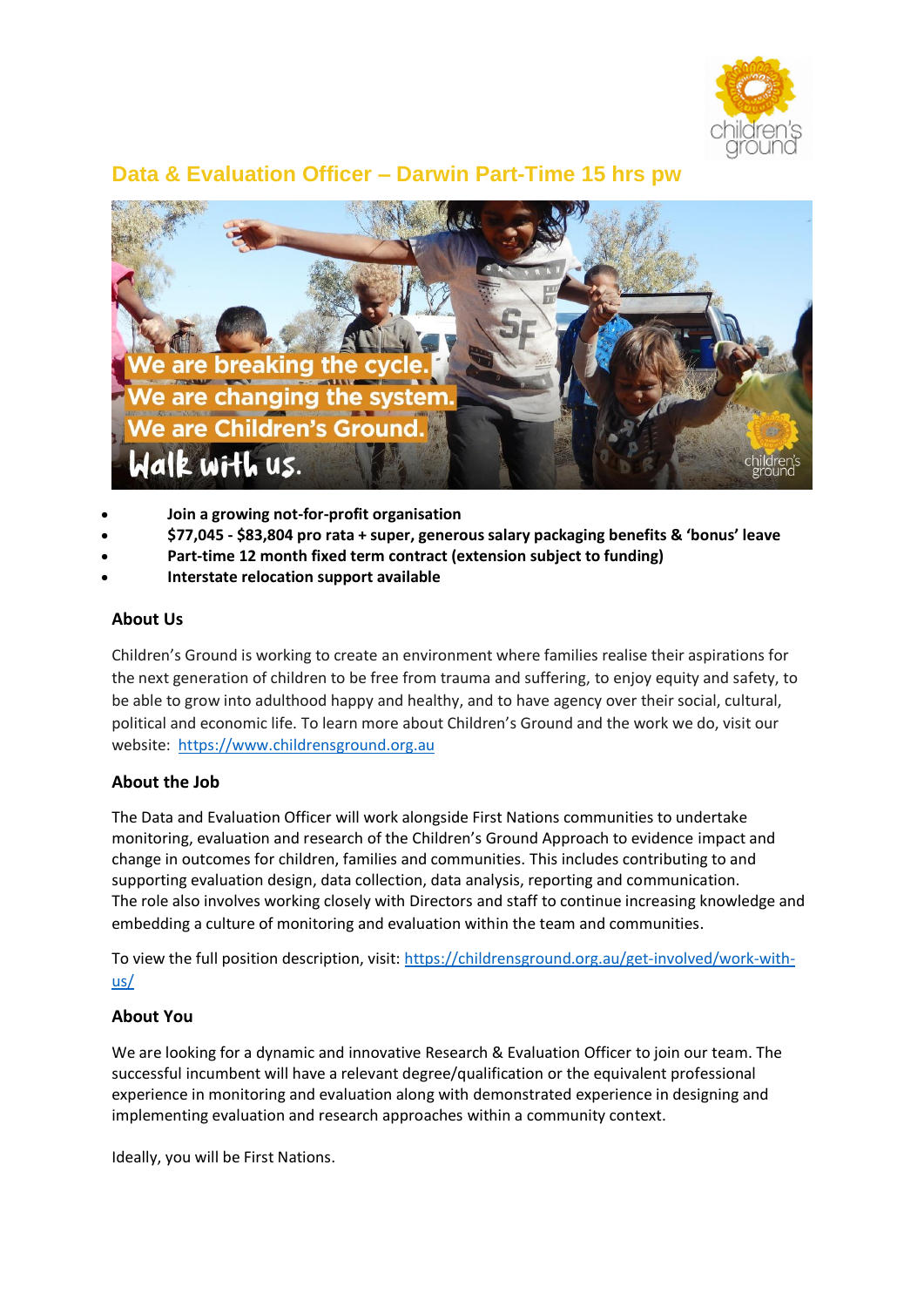# Data & Evaluation Officer – Darwin Part-Time 15 hrs pw

- **Join a growing not-for-profit organisation**
- **$77,045 - $83,804 pro rata + super, generous salary packaging benefits & 'bonus' leave**
- **Part-time 12 month fixed term contract (extension subject to funding)**
- **Interstate relocation support available**

## About Us

Children's Ground is working to create an environment where families realise their aspirations for the next generation of children to be free from trauma and suffering, to enjoy equity and safety, to be able to grow into adulthood happy and healthy, and to have agency over their social, cultural, political and economic life. To learn more about Children's Ground and the work we do, visit our website: [https://www.childrensground.org.au](https://www.childrensground.org.au)

## About the Job

The Data and Evaluation Officer will work alongside First Nations communities to undertake monitoring, evaluation and research of the Children's Ground Approach to evidence impact and change in outcomes for children, families and communities. This includes contributing to and supporting evaluation design, data collection, data analysis, reporting and communication.
The role also involves working closely with Directors and staff to continue increasing knowledge and embedding a culture of monitoring and evaluation within the team and communities.

To view the full position description, visit: [https://childrensground.org.au/get-involved/work-with-us/](https://childrensground.org.au/get-involved/work-with-us/)

## About You

We are looking for a dynamic and innovative Research & Evaluation Officer to join our team. The successful incumbent will have a relevant degree/qualification or the equivalent professional experience in monitoring and evaluation along with demonstrated experience in designing and implementing evaluation and research approaches within a community context.

Ideally, you will be First Nations.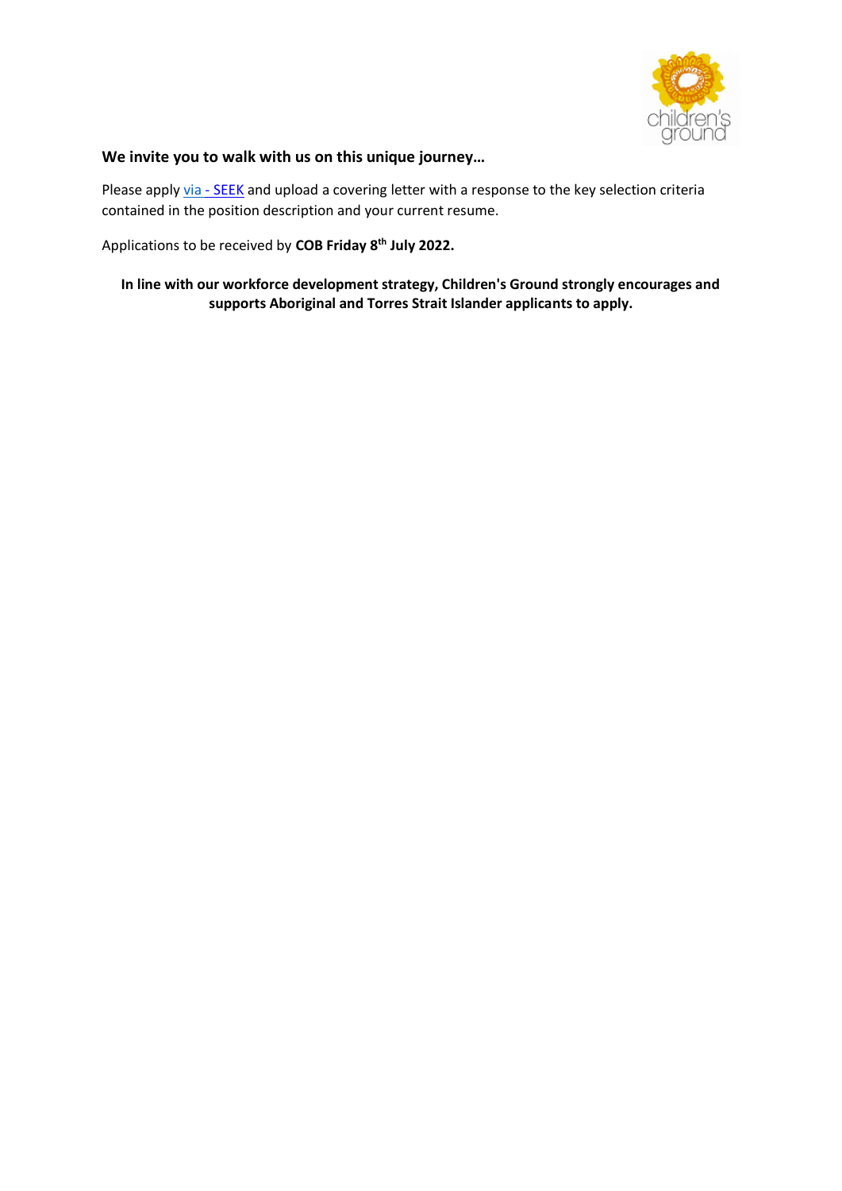**We invite you to walk with us on this unique journey…**

Please apply [via - SEEK]() and upload a covering letter with a response to the key selection criteria contained in the position description and your current resume.

Applications to be received by **COB Friday 8th July 2022.**

**In line with our workforce development strategy, Children's Ground strongly encourages and supports Aboriginal and Torres Strait Islander applicants to apply.**